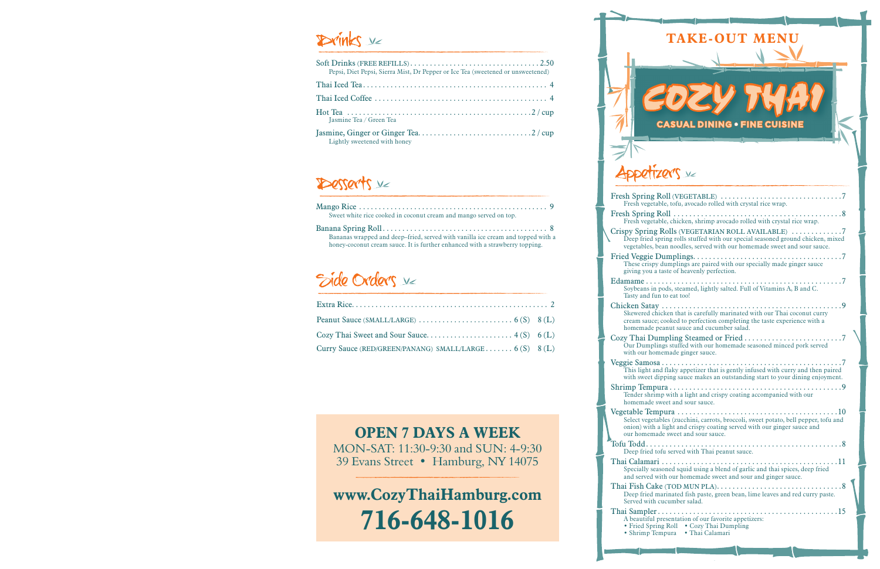## Drinks

Soft Drinks (FREE REFILLS) .................................. 2.50
Pepsi, Diet Pepsi, Sierra Mist, Dr Pepper or Ice Tea (sweetened or unsweetened)

Thai Iced Tea .................................. 4

Thai Iced Coffee .................................. 4

Hot Tea .................................. 2 / cup
Jasmine Tea / Green Tea

Jasmine, Ginger or Ginger Tea .................................. 2 / cup
Lightly sweetened with honey

## Desserts

Mango Rice .................................. 9
Sweet white rice cooked in coconut cream and mango served on top.

Banana Spring Roll .................................. 8
Bananas wrapped and deep-fried, served with vanilla ice cream and topped with a honey-coconut cream sauce. It is further enhanced with a strawberry topping.

## Side Orders

Extra Rice .................................. 2

Peanut Sauce (SMALL/LARGE) .................................. 6 (S) 8 (L)

Cozy Thai Sweet and Sour Sauce .................................. 4 (S) 6 (L)

Curry Sauce (RED/GREEN/PANANG) SMALL/LARGE .................................. 6 (S) 8 (L)

**OPEN 7 DAYS A WEEK**
MON-SAT: 11:30-9:30 and SUN: 4-9:30
39 Evans Street • Hamburg, NY 14075

**www.CozyThaiHamburg.com**
**716-648-1016**

# TAKE-OUT MENU

# COZY THAI

**CASUAL DINING • FINE CUISINE**

## Appetizers

Fresh Spring Roll (VEGETABLE) .................................. 7
Fresh vegetable, tofu, avocado rolled with crystal rice wrap.

Fresh Spring Roll .................................. 8
Fresh vegetable, chicken, shrimp avocado rolled with crystal rice wrap.

Crispy Spring Rolls (VEGETARIAN ROLL AVAILABLE) .................................. 7
Deep fried spring rolls stuffed with our special seasoned ground chicken, mixed vegetables, bean noodles, served with our homemade sweet and sour sauce.

Fried Veggie Dumplings .................................. 7
These crispy dumplings are paired with our specially made ginger sauce giving you a taste of heavenly perfection.

Edamame .................................. 7
Soybeans in pods, steamed, lightly salted. Full of Vitamins A, B and C. Tasty and fun to eat too!

Chicken Satay .................................. 9
Skewered chicken that is carefully marinated with our Thai coconut curry cream sauce; cooked to perfection completing the taste experience with a homemade peanut sauce and cucumber salad.

Cozy Thai Dumpling Steamed or Fried .................................. 7
Our Dumplings stuffed with our homemade seasoned minced pork served with our homemade ginger sauce.

Veggie Samosa .................................. 7
This light and flaky appetizer that is gently infused with curry and then paired with sweet dipping sauce makes an outstanding start to your dining enjoyment.

Shrimp Tempura .................................. 9
Tender shrimp with a light and crispy coating accompanied with our homemade sweet and sour sauce.

Vegetable Tempura .................................. 10
Select vegetables (zucchini, carrots, broccoli, sweet potato, bell pepper, tofu and onion) with a light and crispy coating served with our ginger sauce and our homemade sweet and sour sauce.

Tofu Todd .................................. 8
Deep fried tofu served with Thai peanut sauce.

Thai Calamari .................................. 11
Specially seasoned squid using a blend of garlic and thai spices, deep fried and served with our homemade sweet and sour and ginger sauce.

Thai Fish Cake (TOD MUN PLA) .................................. 8
Deep fried marinated fish paste, green bean, lime leaves and red curry paste. Served with cucumber salad.

Thai Sampler .................................. 15
A beautiful presentation of our favorite appetizers:
- Fried Spring Roll
- Cozy Thai Dumpling
- Shrimp Tempura
- Thai Calamari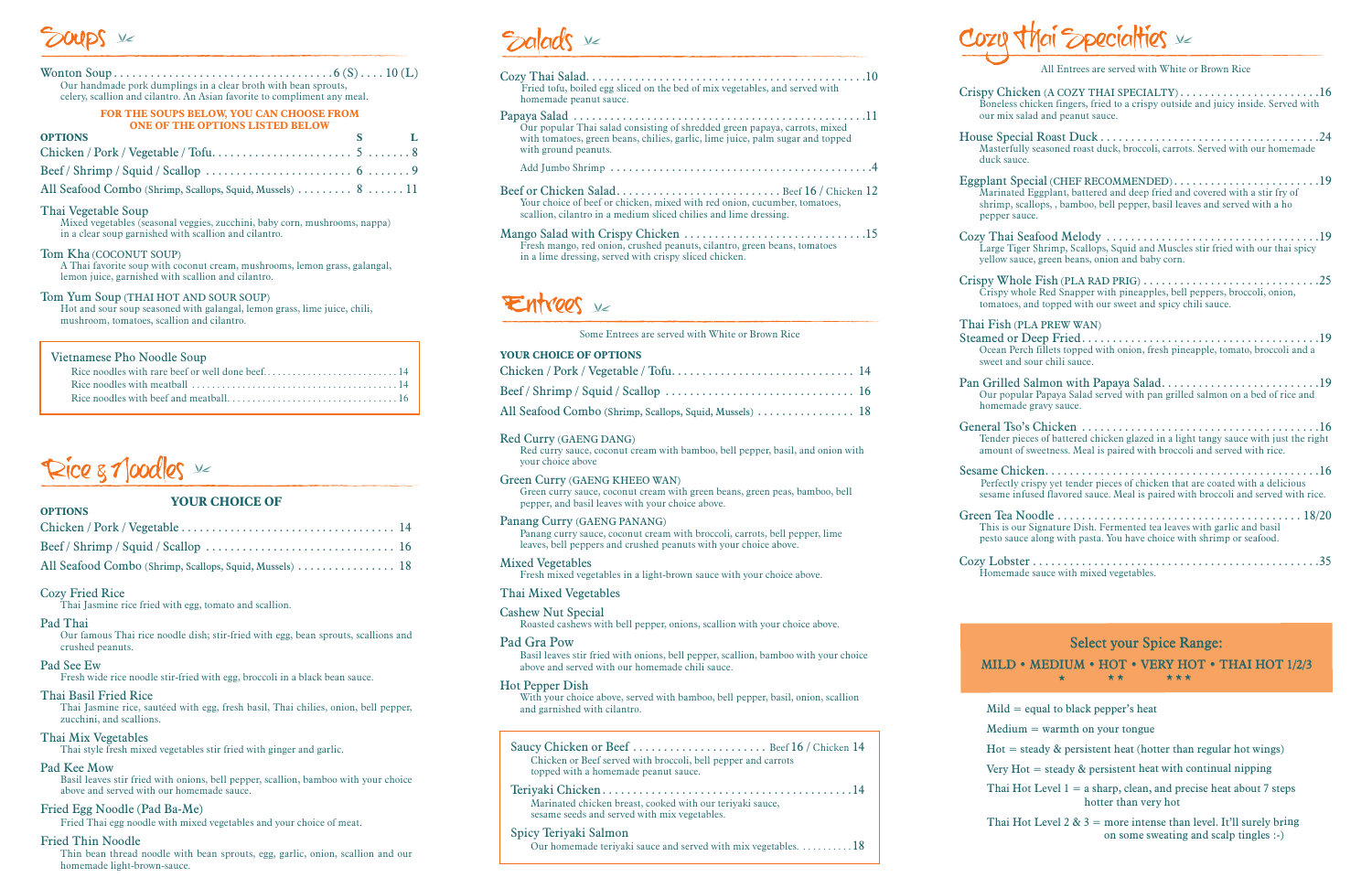# Soups

Wonton Soup . . . . . 6 (S) . . . . 10 (L)
Our handmade pork dumplings in a clear broth with bean sprouts, celery, scallion and cilantro. An Asian favorite to compliment any meal.

**FOR THE SOUPS BELOW, YOU CAN CHOOSE FROM ONE OF THE OPTIONS LISTED BELOW**

| OPTIONS | S | L |
|---|---|---|
| Chicken / Pork / Vegetable / Tofu | 5 | 8 |
| Beef / Shrimp / Squid / Scallop | 6 | 9 |
| All Seafood Combo (Shrimp, Scallops, Squid, Mussels) | 8 | 11 |

Thai Vegetable Soup
Mixed vegetables (seasonal veggies, zucchini, baby corn, mushrooms, nappa) in a clear soup garnished with scallion and cilantro.

Tom Kha (COCONUT SOUP)
A Thai favorite soup with coconut cream, mushrooms, lemon grass, galangal, lemon juice, garnished with scallion and cilantro.

Tom Yum Soup (THAI HOT AND SOUR SOUP)
Hot and sour soup seasoned with galangal, lemon grass, lime juice, chili, mushroom, tomatoes, scallion and cilantro.

Vietnamese Pho Noodle Soup
- Rice noodles with rare beef or well done beef . . . . . 14
- Rice noodles with meatball . . . . . 14
- Rice noodles with beef and meatball . . . . . 16

# Rice & Noodles

**YOUR CHOICE OF**

| OPTIONS | |
|---|---|
| Chicken / Pork / Vegetable | 14 |
| Beef / Shrimp / Squid / Scallop | 16 |
| All Seafood Combo (Shrimp, Scallops, Squid, Mussels) | 18 |

Cozy Fried Rice
Thai Jasmine rice fried with egg, tomato and scallion.

Pad Thai
Our famous Thai rice noodle dish; stir-fried with egg, bean sprouts, scallions and crushed peanuts.

Pad See Ew
Fresh wide rice noodle stir-fried with egg, broccoli in a black bean sauce.

Thai Basil Fried Rice
Thai Jasmine rice, sautéed with egg, fresh basil, Thai chilies, onion, bell pepper, zucchini, and scallions.

Thai Mix Vegetables
Thai style fresh mixed vegetables stir fried with ginger and garlic.

Pad Kee Mow
Basil leaves stir fried with onions, bell pepper, scallion, bamboo with your choice above and served with our homemade sauce.

Fried Egg Noodle (Pad Ba-Me)
Fried Thai egg noodle with mixed vegetables and your choice of meat.

Fried Thin Noodle
Thin bean thread noodle with bean sprouts, egg, garlic, onion, scallion and our homemade light-brown-sauce.

# Salads

Cozy Thai Salad . . . . . 10
Fried tofu, boiled egg sliced on the bed of mix vegetables, and served with homemade peanut sauce.

Papaya Salad . . . . . 11
Our popular Thai salad consisting of shredded green papaya, carrots, mixed with tomatoes, green beans, chilies, garlic, lime juice, palm sugar and topped with ground peanuts.

Add Jumbo Shrimp . . . . . 4

Beef or Chicken Salad . . . . . Beef 16 / Chicken 12
Your choice of beef or chicken, mixed with red onion, cucumber, tomatoes, scallion, cilantro in a medium sliced chilies and lime dressing.

Mango Salad with Crispy Chicken . . . . . 15
Fresh mango, red onion, crushed peanuts, cilantro, green beans, tomatoes in a lime dressing, served with crispy sliced chicken.

# Entrees

Some Entrees are served with White or Brown Rice

**YOUR CHOICE OF OPTIONS**

| | |
|---|---|
| Chicken / Pork / Vegetable / Tofu | 14 |
| Beef / Shrimp / Squid / Scallop | 16 |
| All Seafood Combo (Shrimp, Scallops, Squid, Mussels) | 18 |

Red Curry (GAENG DANG)
Red curry sauce, coconut cream with bamboo, bell pepper, basil, and onion with your choice above

Green Curry (GAENG KHEEO WAN)
Green curry sauce, coconut cream with green beans, green peas, bamboo, bell pepper, and basil leaves with your choice above.

Panang Curry (GAENG PANANG)
Panang curry sauce, coconut cream with broccoli, carrots, bell pepper, lime leaves, bell peppers and crushed peanuts with your choice above.

Mixed Vegetables
Fresh mixed vegetables in a light-brown sauce with your choice above.

Thai Mixed Vegetables

Cashew Nut Special
Roasted cashews with bell pepper, onions, scallion with your choice above.

Pad Gra Pow
Basil leaves stir fried with onions, bell pepper, scallion, bamboo with your choice above and served with our homemade chili sauce.

Hot Pepper Dish
With your choice above, served with bamboo, bell pepper, basil, onion, scallion and garnished with cilantro.

Saucy Chicken or Beef . . . . . Beef 16 / Chicken 14
Chicken or Beef served with broccoli, bell pepper and carrots topped with a homemade peanut sauce.

Teriyaki Chicken . . . . . 14
Marinated chicken breast, cooked with our teriyaki sauce, sesame seeds and served with mix vegetables.

Spicy Teriyaki Salmon
Our homemade teriyaki sauce and served with mix vegetables. . . . . . 18

# Cozy Thai Specialties

All Entrees are served with White or Brown Rice

Crispy Chicken (A COZY THAI SPECIALTY) . . . . . 16
Boneless chicken fingers, fried to a crispy outside and juicy inside. Served with our mix salad and peanut sauce.

House Special Roast Duck . . . . . 24
Masterfully seasoned roast duck, broccoli, carrots. Served with our homemade duck sauce.

Eggplant Special (CHEF RECOMMENDED) . . . . . 19
Marinated Eggplant, battered and deep fried and covered with a stir fry of shrimp, scallops, , bamboo, bell pepper, basil leaves and served with a ho pepper sauce.

Cozy Thai Seafood Melody . . . . . 19
Large Tiger Shrimp, Scallops, Squid and Muscles stir fried with our thai spicy yellow sauce, green beans, onion and baby corn.

Crispy Whole Fish (PLA RAD PRIG) . . . . . 25
Crispy whole Red Snapper with pineapples, bell peppers, broccoli, onion, tomatoes, and topped with our sweet and spicy chili sauce.

Thai Fish (PLA PREW WAN)
Steamed or Deep Fried . . . . . 19
Ocean Perch fillets topped with onion, fresh pineapple, tomato, broccoli and a sweet and sour chili sauce.

Pan Grilled Salmon with Papaya Salad . . . . . 19
Our popular Papaya Salad served with pan grilled salmon on a bed of rice and homemade gravy sauce.

General Tso's Chicken . . . . . 16
Tender pieces of battered chicken glazed in a light tangy sauce with just the right amount of sweetness. Meal is paired with broccoli and served with rice.

Sesame Chicken . . . . . 16
Perfectly crispy yet tender pieces of chicken that are coated with a delicious sesame infused flavored sauce. Meal is paired with broccoli and served with rice.

Green Tea Noodle . . . . . 18/20
This is our Signature Dish. Fermented tea leaves with garlic and basil pesto sauce along with pasta. You have choice with shrimp or seafood.

Cozy Lobster . . . . . 35
Homemade sauce with mixed vegetables.

## Select your Spice Range:

MILD • MEDIUM • HOT • VERY HOT • THAI HOT 1/2/3
★ ★★ ★★★

- Mild = equal to black pepper's heat
- Medium = warmth on your tongue
- Hot = steady & persistent heat (hotter than regular hot wings)
- Very Hot = steady & persistent heat with continual nipping
- Thai Hot Level 1 = a sharp, clean, and precise heat about 7 steps hotter than very hot
- Thai Hot Level 2 & 3 = more intense than level. It'll surely bring on some sweating and scalp tingles :-)